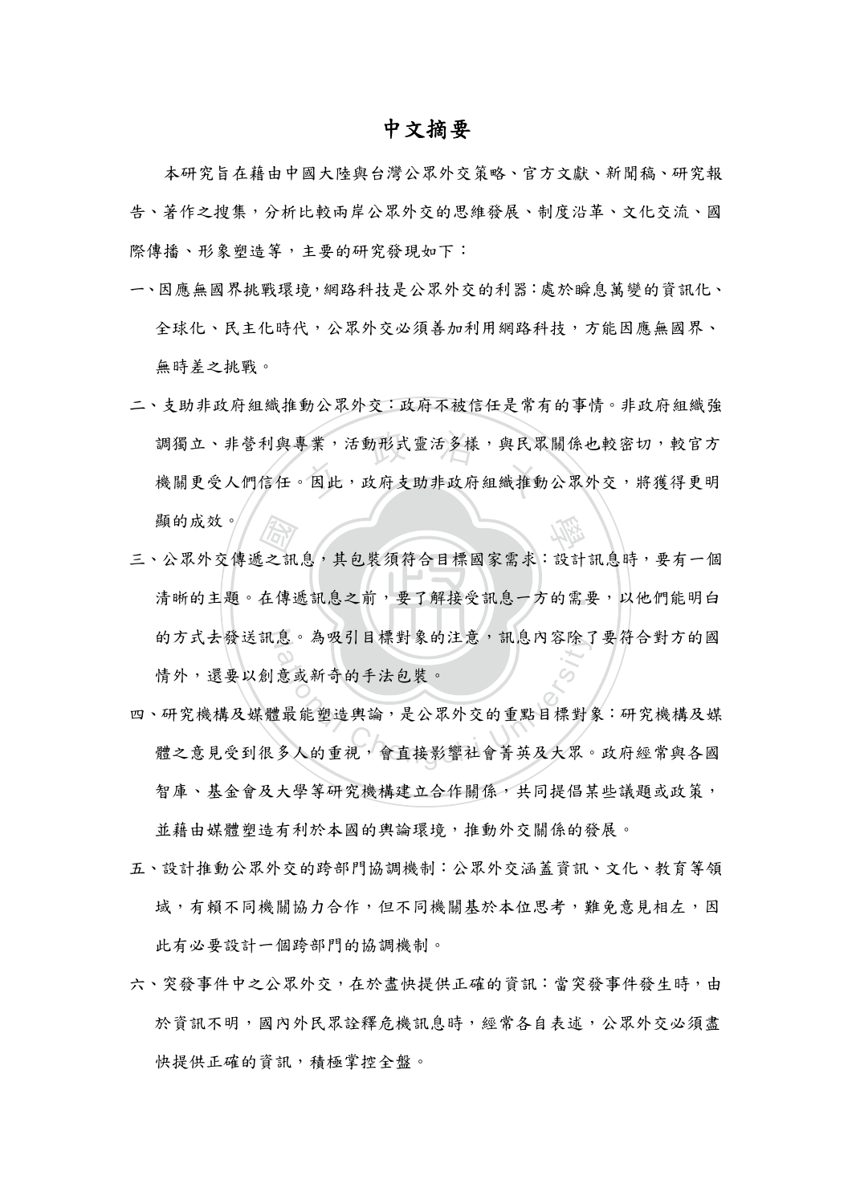# 中文摘要

本研究旨在藉由中國大陸與台灣公眾外交策略、官方文獻、新聞稿、研究報告、著作之搜集，分析比較兩岸公眾外交的思維發展、制度沿革、文化交流、國際傳播、形象塑造等，主要的研究發現如下：

一、因應無國界挑戰環境，網路科技是公眾外交的利器：處於瞬息萬變的資訊化、全球化、民主化時代，公眾外交必須善加利用網路科技，方能因應無國界、無時差之挑戰。

二、支助非政府組織推動公眾外交：政府不被信任是常有的事情。非政府組織強調獨立、非營利與專業，活動形式靈活多樣，與民眾關係也較密切，較官方機關更受人們信任。因此，政府支助非政府組織推動公眾外交，將獲得更明顯的成效。

三、公眾外交傳遞之訊息，其包裝須符合目標國家需求：設計訊息時，要有一個清晰的主題。在傳遞訊息之前，要了解接受訊息一方的需要，以他們能明白的方式去發送訊息。為吸引目標對象的注意，訊息內容除了要符合對方的國情外，還要以創意或新奇的手法包裝。

四、研究機構及媒體最能塑造輿論，是公眾外交的重點目標對象：研究機構及媒體之意見受到很多人的重視，會直接影響社會菁英及大眾。政府經常與各國智庫、基金會及大學等研究機構建立合作關係，共同提倡某些議題或政策，並藉由媒體塑造有利於本國的輿論環境，推動外交關係的發展。

五、設計推動公眾外交的跨部門協調機制：公眾外交涵蓋資訊、文化、教育等領域，有賴不同機關協力合作，但不同機關基於本位思考，難免意見相左，因此有必要設計一個跨部門的協調機制。

六、突發事件中之公眾外交，在於盡快提供正確的資訊：當突發事件發生時，由於資訊不明，國內外民眾詮釋危機訊息時，經常各自表述，公眾外交必須盡快提供正確的資訊，積極掌控全盤。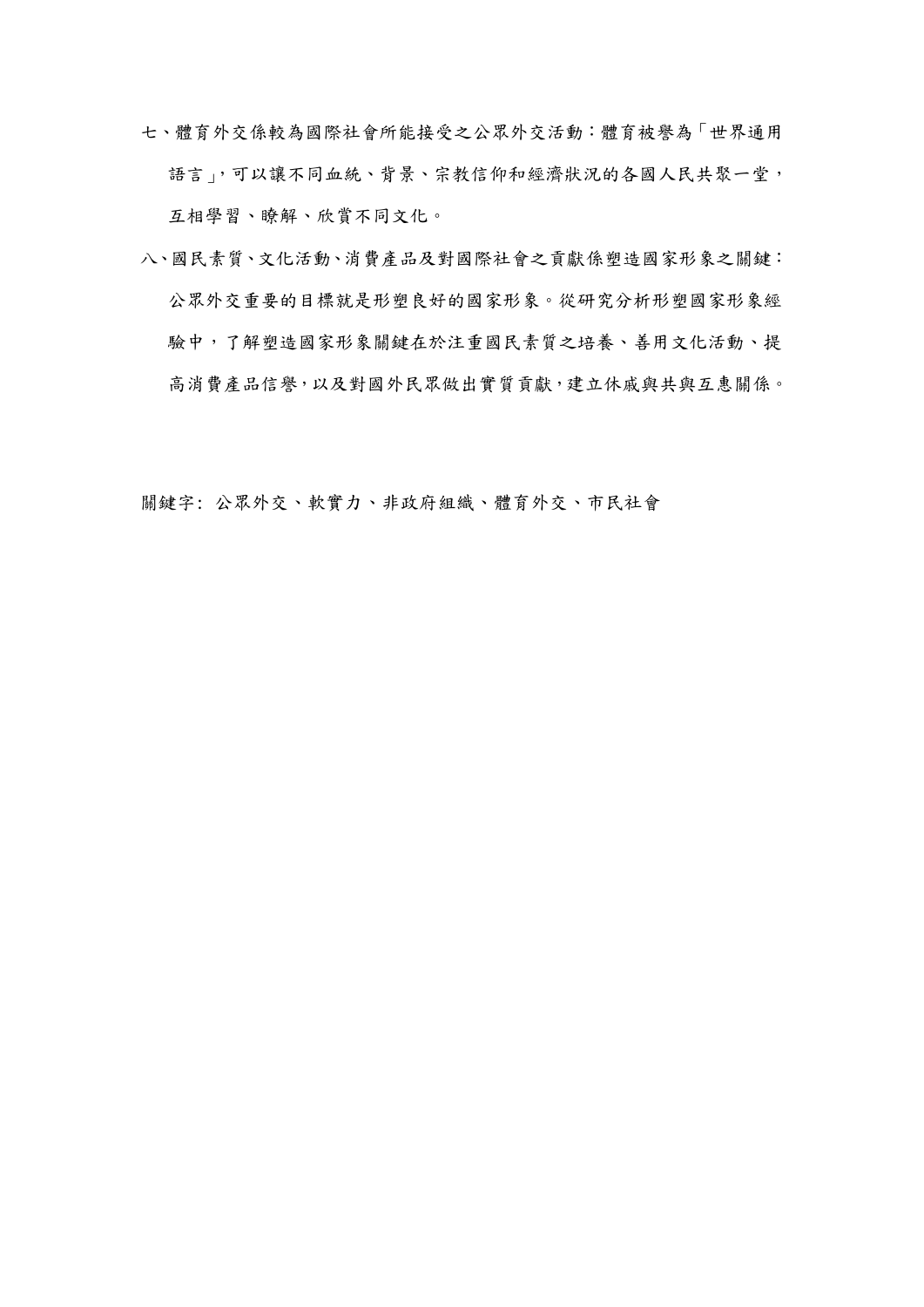七、體育外交係較為國際社會所能接受之公眾外交活動：體育被譽為「世界通用語言」，可以讓不同血統、背景、宗教信仰和經濟狀況的各國人民共聚一堂，互相學習、瞭解、欣賞不同文化。

八、國民素質、文化活動、消費產品及對國際社會之貢獻係塑造國家形象之關鍵：公眾外交重要的目標就是形塑良好的國家形象。從研究分析形塑國家形象經驗中，了解塑造國家形象關鍵在於注重國民素質之培養、善用文化活動、提高消費產品信譽，以及對國外民眾做出實質貢獻，建立休戚與共與互惠關係。

關鍵字：公眾外交、軟實力、非政府組織、體育外交、市民社會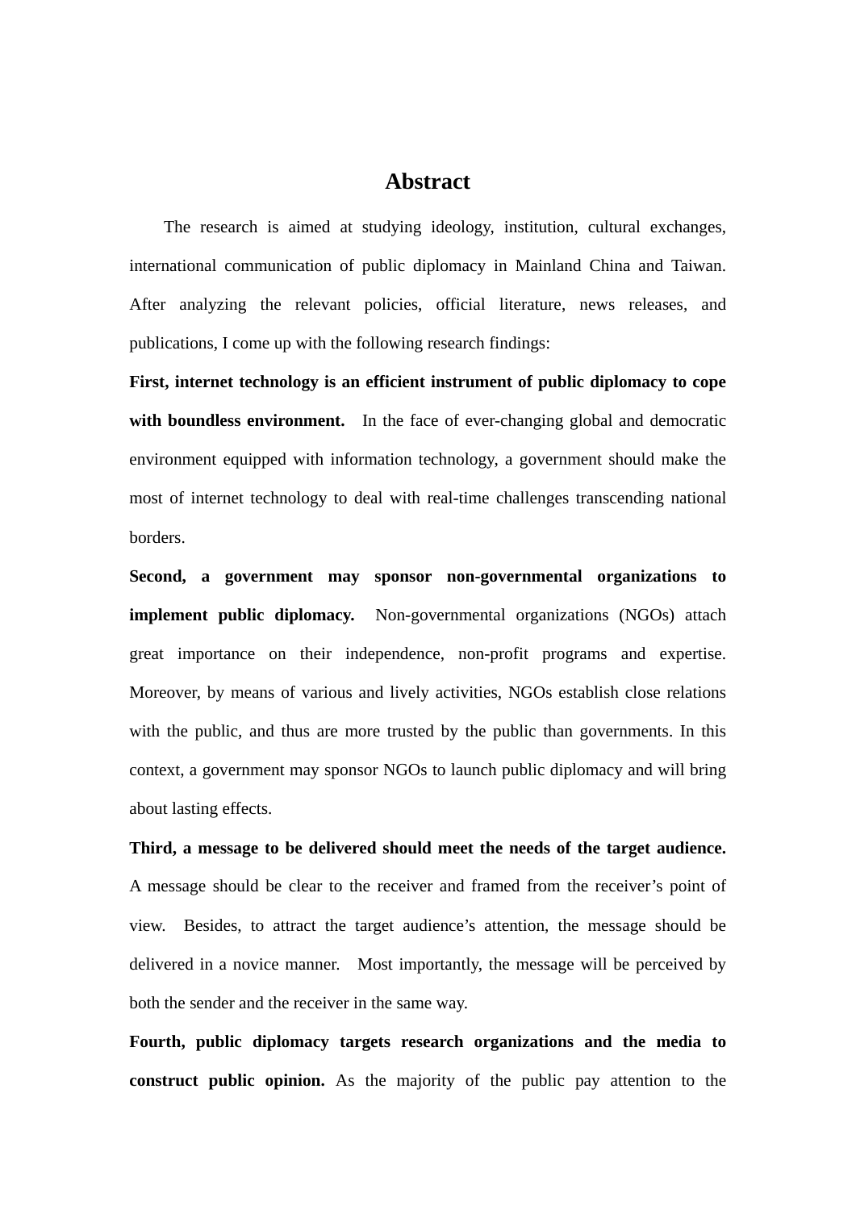# Abstract

The research is aimed at studying ideology, institution, cultural exchanges, international communication of public diplomacy in Mainland China and Taiwan. After analyzing the relevant policies, official literature, news releases, and publications, I come up with the following research findings:

**First, internet technology is an efficient instrument of public diplomacy to cope with boundless environment.** In the face of ever-changing global and democratic environment equipped with information technology, a government should make the most of internet technology to deal with real-time challenges transcending national borders.

**Second, a government may sponsor non-governmental organizations to implement public diplomacy.** Non-governmental organizations (NGOs) attach great importance on their independence, non-profit programs and expertise. Moreover, by means of various and lively activities, NGOs establish close relations with the public, and thus are more trusted by the public than governments. In this context, a government may sponsor NGOs to launch public diplomacy and will bring about lasting effects.

**Third, a message to be delivered should meet the needs of the target audience.** A message should be clear to the receiver and framed from the receiver's point of view. Besides, to attract the target audience's attention, the message should be delivered in a novice manner. Most importantly, the message will be perceived by both the sender and the receiver in the same way.

**Fourth, public diplomacy targets research organizations and the media to construct public opinion.** As the majority of the public pay attention to the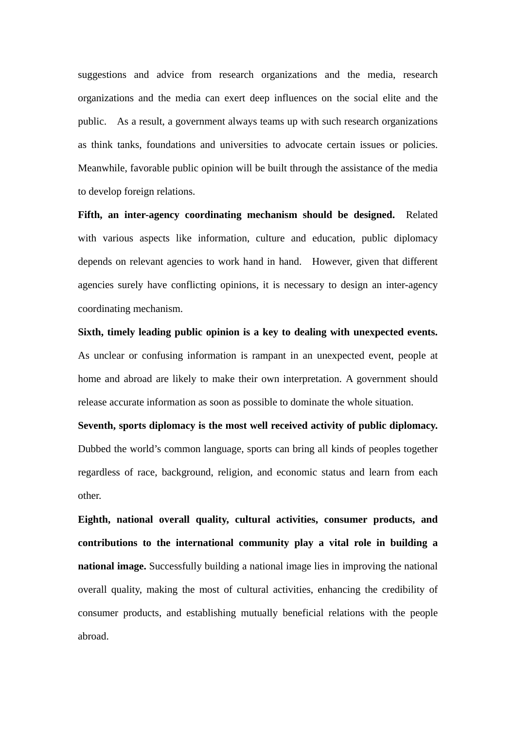suggestions and advice from research organizations and the media, research organizations and the media can exert deep influences on the social elite and the public. As a result, a government always teams up with such research organizations as think tanks, foundations and universities to advocate certain issues or policies. Meanwhile, favorable public opinion will be built through the assistance of the media to develop foreign relations.

**Fifth, an inter-agency coordinating mechanism should be designed.** Related with various aspects like information, culture and education, public diplomacy depends on relevant agencies to work hand in hand. However, given that different agencies surely have conflicting opinions, it is necessary to design an inter-agency coordinating mechanism.

**Sixth, timely leading public opinion is a key to dealing with unexpected events.** As unclear or confusing information is rampant in an unexpected event, people at home and abroad are likely to make their own interpretation. A government should release accurate information as soon as possible to dominate the whole situation.

**Seventh, sports diplomacy is the most well received activity of public diplomacy.** Dubbed the world's common language, sports can bring all kinds of peoples together regardless of race, background, religion, and economic status and learn from each other.

**Eighth, national overall quality, cultural activities, consumer products, and contributions to the international community play a vital role in building a national image.** Successfully building a national image lies in improving the national overall quality, making the most of cultural activities, enhancing the credibility of consumer products, and establishing mutually beneficial relations with the people abroad.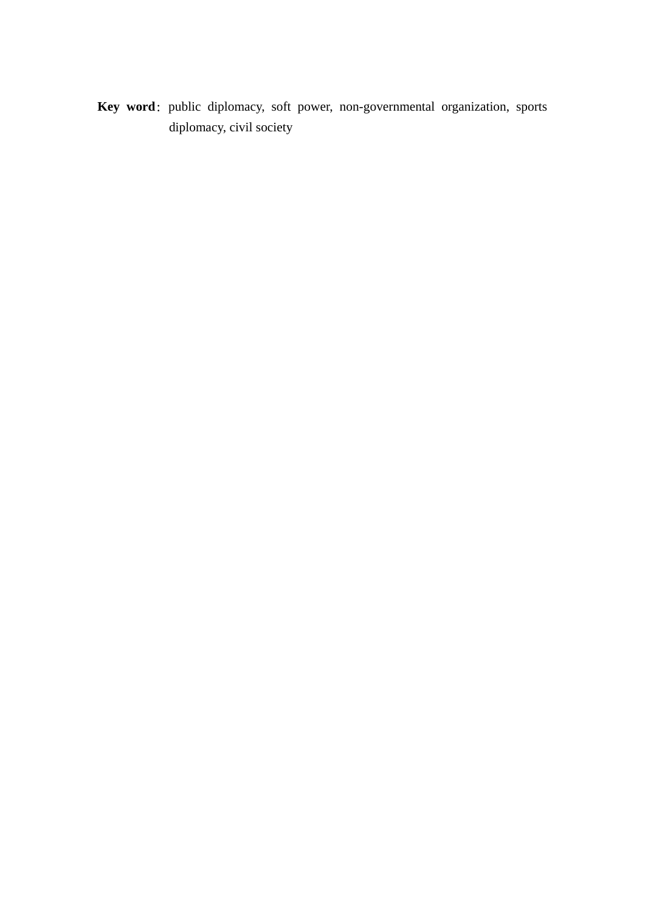**Key word**: public diplomacy, soft power, non-governmental organization, sports diplomacy, civil society